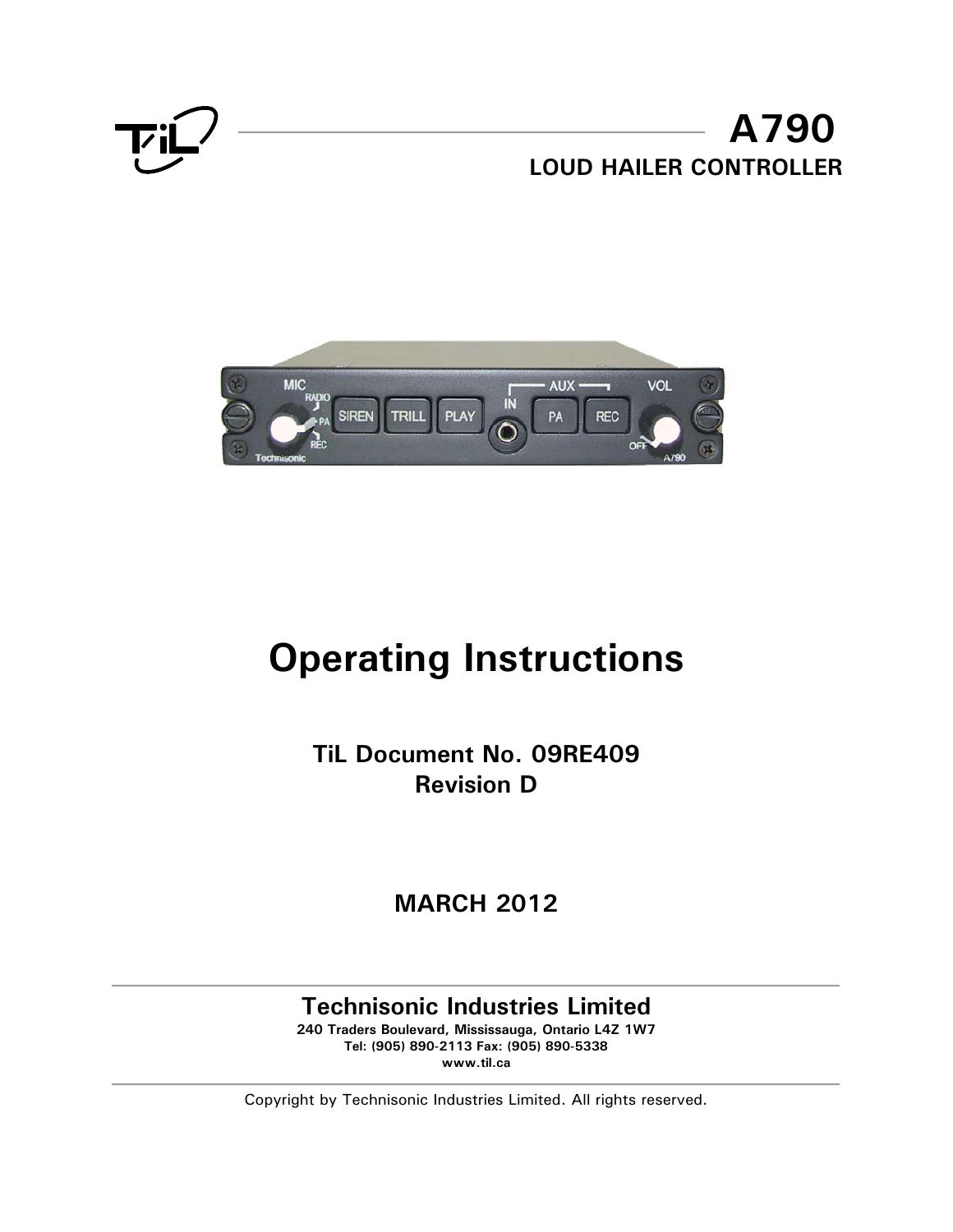# A790

## LOUD HAILER CONTROLLER

# Operating Instructions

**TiL Document No. 09RE409**
**Revision D**

**MARCH 2012**

**Technisonic Industries Limited**
**240 Traders Boulevard, Mississauga, Ontario L4Z 1W7**
**Tel: (905) 890-2113 Fax: (905) 890-5338**
**www.til.ca**

Copyright by Technisonic Industries Limited. All rights reserved.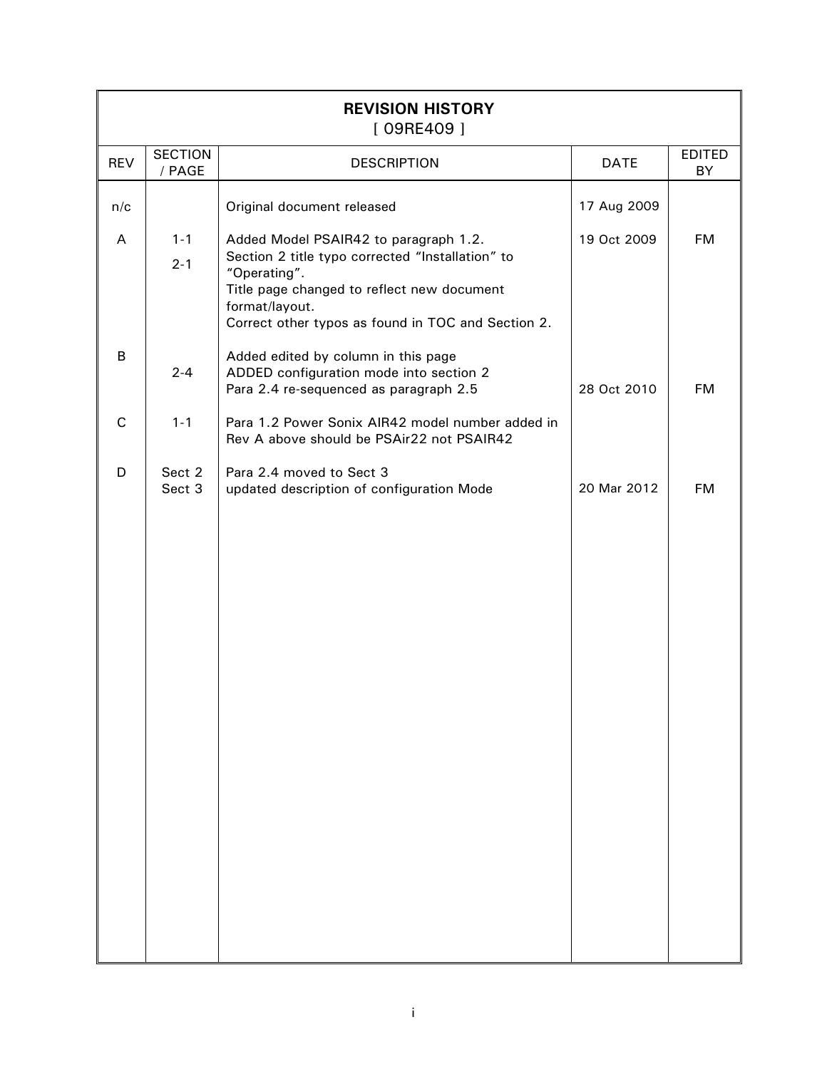## REVISION HISTORY

[ 09RE409 ]

| REV | SECTION / PAGE | DESCRIPTION | DATE | EDITED BY |
|---|---|---|---|---|
| n/c | | Original document released | 17 Aug 2009 | |
| A | 1-1<br>2-1 | Added Model PSAIR42 to paragraph 1.2.<br>Section 2 title typo corrected "Installation" to "Operating".<br>Title page changed to reflect new document format/layout.<br>Correct other typos as found in TOC and Section 2. | 19 Oct 2009 | FM |
| B | 2-4 | Added edited by column in this page<br>ADDED configuration mode into section 2<br>Para 2.4 re-sequenced as paragraph 2.5 | 28 Oct 2010 | FM |
| C | 1-1 | Para 1.2 Power Sonix AIR42 model number added in Rev A above should be PSAir22 not PSAIR42 | | |
| D | Sect 2<br>Sect 3 | Para 2.4 moved to Sect 3<br>updated description of configuration Mode | 20 Mar 2012 | FM |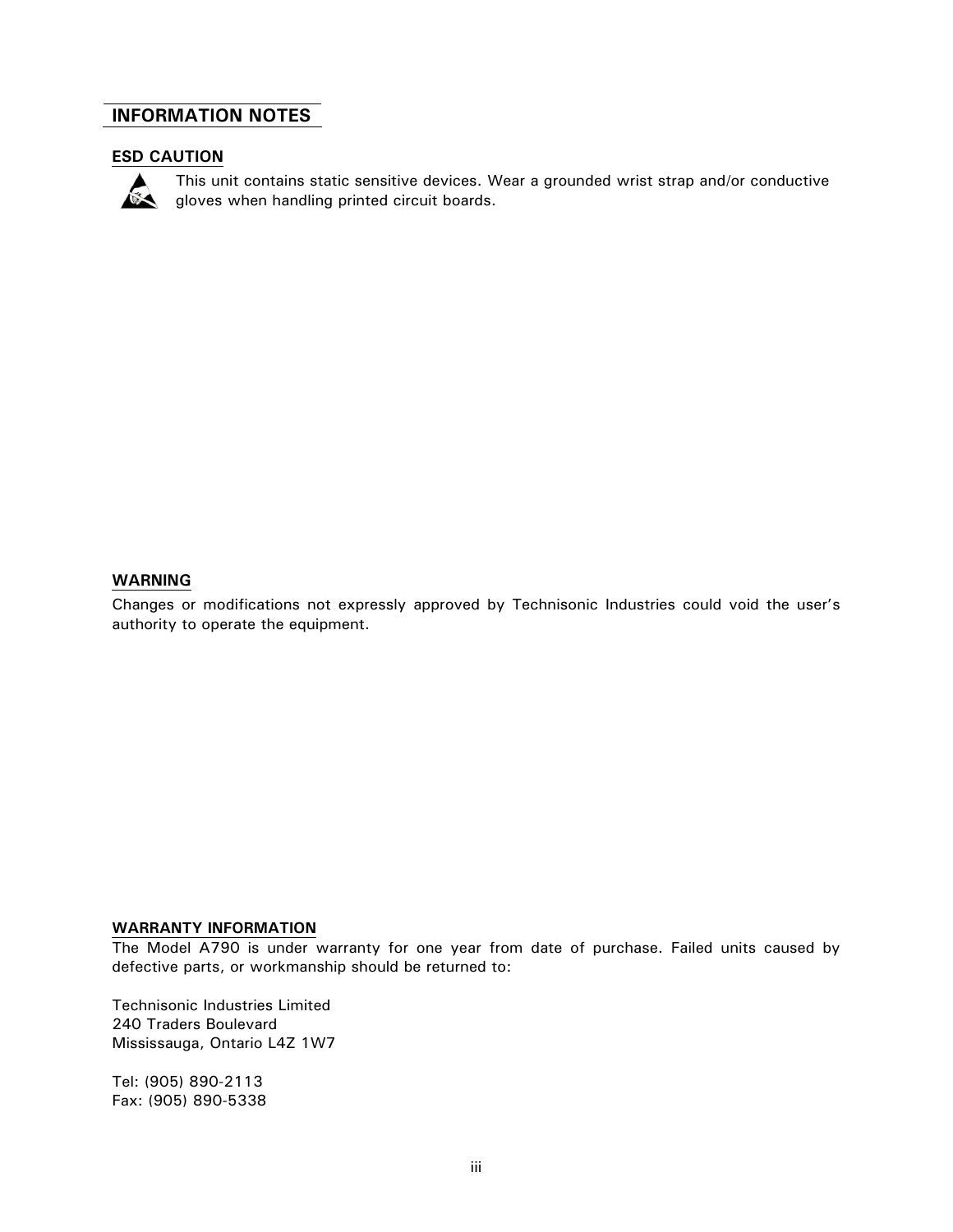# INFORMATION NOTES

## ESD CAUTION

This unit contains static sensitive devices. Wear a grounded wrist strap and/or conductive gloves when handling printed circuit boards.

## WARNING

Changes or modifications not expressly approved by Technisonic Industries could void the user's authority to operate the equipment.

## WARRANTY INFORMATION

The Model A790 is under warranty for one year from date of purchase. Failed units caused by defective parts, or workmanship should be returned to:

Technisonic Industries Limited
240 Traders Boulevard
Mississauga, Ontario L4Z 1W7

Tel: (905) 890-2113
Fax: (905) 890-5338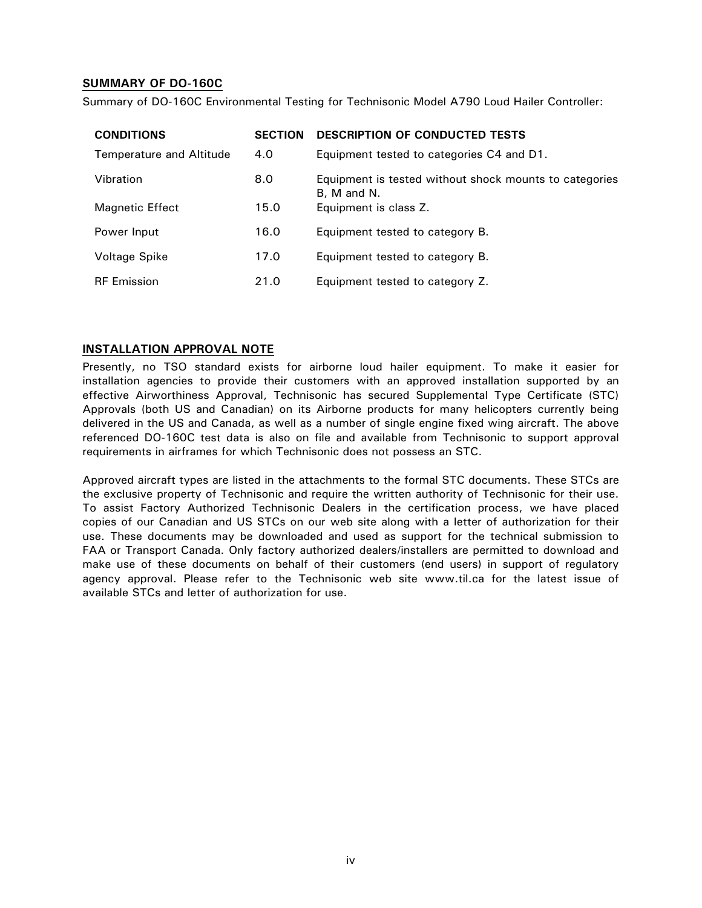## SUMMARY OF DO-160C

Summary of DO-160C Environmental Testing for Technisonic Model A790 Loud Hailer Controller:

| CONDITIONS | SECTION | DESCRIPTION OF CONDUCTED TESTS |
|---|---|---|
| Temperature and Altitude | 4.0 | Equipment tested to categories C4 and D1. |
| Vibration | 8.0 | Equipment is tested without shock mounts to categories B, M and N. |
| Magnetic Effect | 15.0 | Equipment is class Z. |
| Power Input | 16.0 | Equipment tested to category B. |
| Voltage Spike | 17.0 | Equipment tested to category B. |
| RF Emission | 21.0 | Equipment tested to category Z. |

## INSTALLATION APPROVAL NOTE

Presently, no TSO standard exists for airborne loud hailer equipment. To make it easier for installation agencies to provide their customers with an approved installation supported by an effective Airworthiness Approval, Technisonic has secured Supplemental Type Certificate (STC) Approvals (both US and Canadian) on its Airborne products for many helicopters currently being delivered in the US and Canada, as well as a number of single engine fixed wing aircraft. The above referenced DO-160C test data is also on file and available from Technisonic to support approval requirements in airframes for which Technisonic does not possess an STC.

Approved aircraft types are listed in the attachments to the formal STC documents. These STCs are the exclusive property of Technisonic and require the written authority of Technisonic for their use. To assist Factory Authorized Technisonic Dealers in the certification process, we have placed copies of our Canadian and US STCs on our web site along with a letter of authorization for their use. These documents may be downloaded and used as support for the technical submission to FAA or Transport Canada. Only factory authorized dealers/installers are permitted to download and make use of these documents on behalf of their customers (end users) in support of regulatory agency approval. Please refer to the Technisonic web site www.til.ca for the latest issue of available STCs and letter of authorization for use.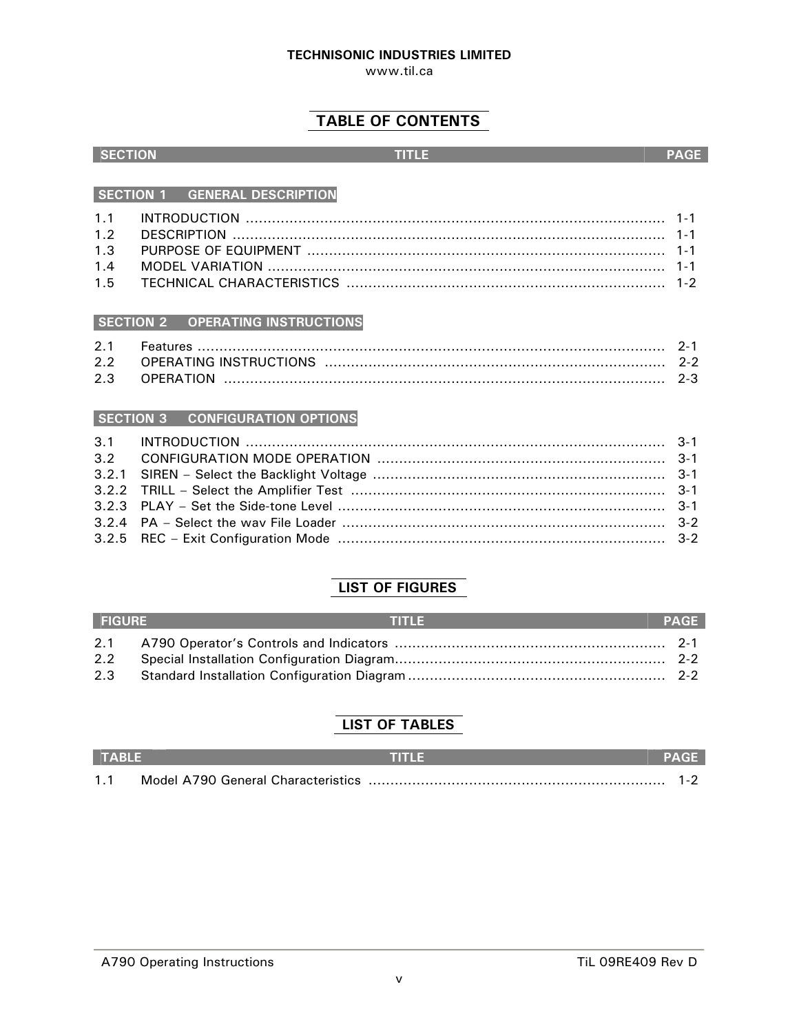**TECHNISONIC INDUSTRIES LIMITED**
www.til.ca

# TABLE OF CONTENTS

| SECTION | TITLE | PAGE |
|---|---|---|
| **SECTION 1** | **GENERAL DESCRIPTION** | |
| 1.1 | INTRODUCTION | 1-1 |
| 1.2 | DESCRIPTION | 1-1 |
| 1.3 | PURPOSE OF EQUIPMENT | 1-1 |
| 1.4 | MODEL VARIATION | 1-1 |
| 1.5 | TECHNICAL CHARACTERISTICS | 1-2 |
| **SECTION 2** | **OPERATING INSTRUCTIONS** | |
| 2.1 | Features | 2-1 |
| 2.2 | OPERATING INSTRUCTIONS | 2-2 |
| 2.3 | OPERATION | 2-3 |
| **SECTION 3** | **CONFIGURATION OPTIONS** | |
| 3.1 | INTRODUCTION | 3-1 |
| 3.2 | CONFIGURATION MODE OPERATION | 3-1 |
| 3.2.1 | SIREN – Select the Backlight Voltage | 3-1 |
| 3.2.2 | TRILL – Select the Amplifier Test | 3-1 |
| 3.2.3 | PLAY – Set the Side-tone Level | 3-1 |
| 3.2.4 | PA – Select the wav File Loader | 3-2 |
| 3.2.5 | REC – Exit Configuration Mode | 3-2 |

# LIST OF FIGURES

| FIGURE | TITLE | PAGE |
|---|---|---|
| 2.1 | A790 Operator's Controls and Indicators | 2-1 |
| 2.2 | Special Installation Configuration Diagram | 2-2 |
| 2.3 | Standard Installation Configuration Diagram | 2-2 |

# LIST OF TABLES

| TABLE | TITLE | PAGE |
|---|---|---|
| 1.1 | Model A790 General Characteristics | 1-2 |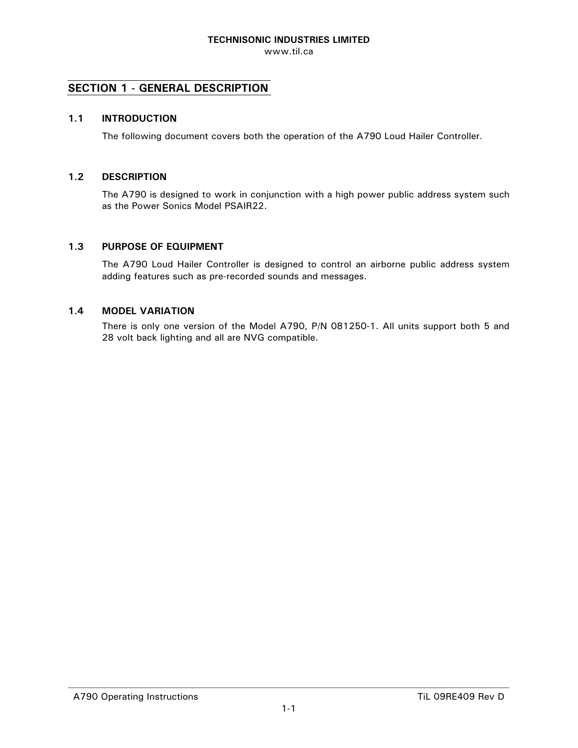## SECTION 1 - GENERAL DESCRIPTION

### 1.1 INTRODUCTION

The following document covers both the operation of the A790 Loud Hailer Controller.

### 1.2 DESCRIPTION

The A790 is designed to work in conjunction with a high power public address system such as the Power Sonics Model PSAIR22.

### 1.3 PURPOSE OF EQUIPMENT

The A790 Loud Hailer Controller is designed to control an airborne public address system adding features such as pre-recorded sounds and messages.

### 1.4 MODEL VARIATION

There is only one version of the Model A790, P/N 081250-1. All units support both 5 and 28 volt back lighting and all are NVG compatible.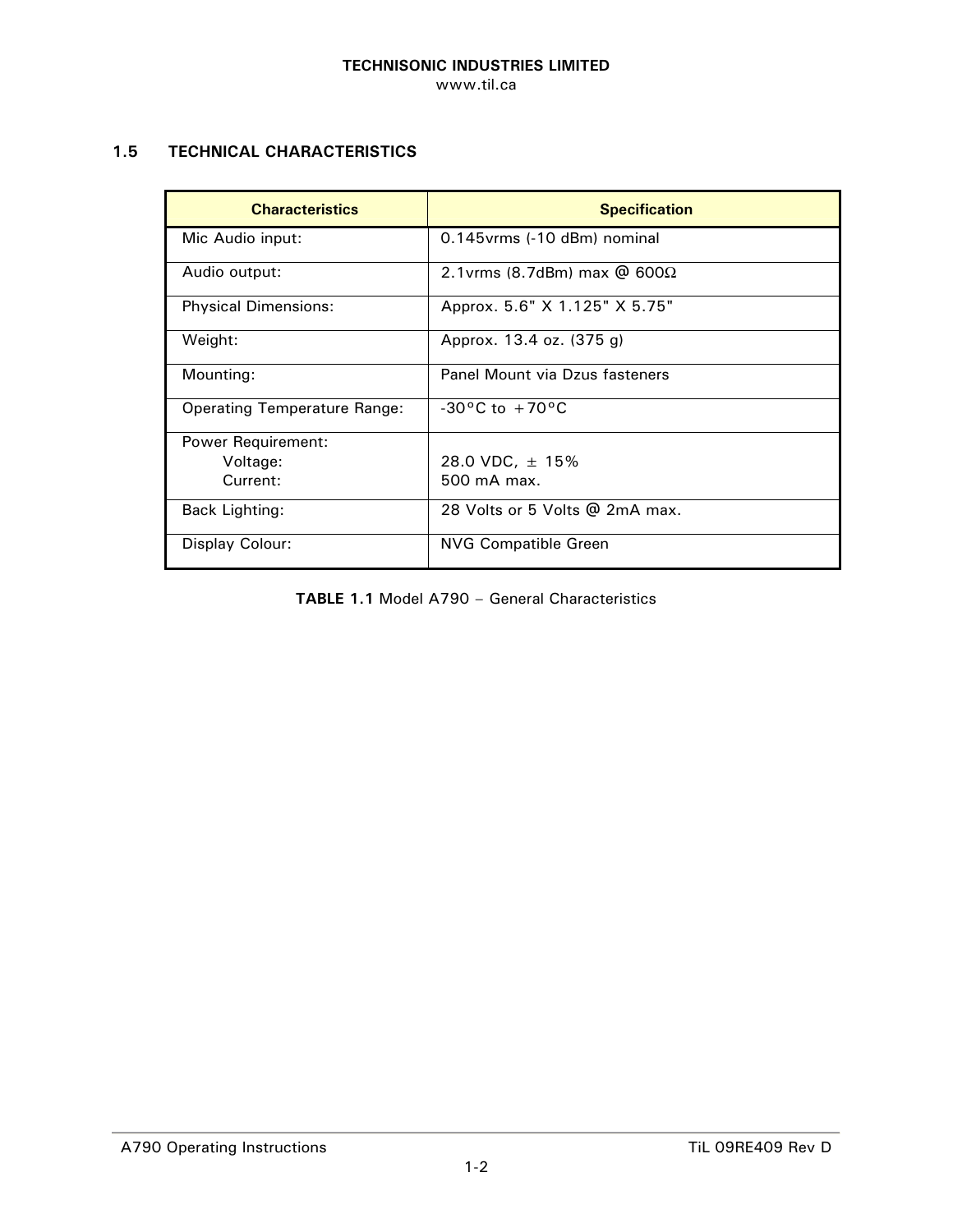## 1.5 TECHNICAL CHARACTERISTICS

| Characteristics | Specification |
|---|---|
| Mic Audio input: | 0.145vrms (-10 dBm) nominal |
| Audio output: | 2.1vrms (8.7dBm) max @ 600Ω |
| Physical Dimensions: | Approx. 5.6" X 1.125" X 5.75" |
| Weight: | Approx. 13.4 oz. (375 g) |
| Mounting: | Panel Mount via Dzus fasteners |
| Operating Temperature Range: | -30°C to +70°C |
| Power Requirement:<br>Voltage:<br>Current: | <br>28.0 VDC, ± 15%<br>500 mA max. |
| Back Lighting: | 28 Volts or 5 Volts @ 2mA max. |
| Display Colour: | NVG Compatible Green |

**TABLE 1.1** Model A790 – General Characteristics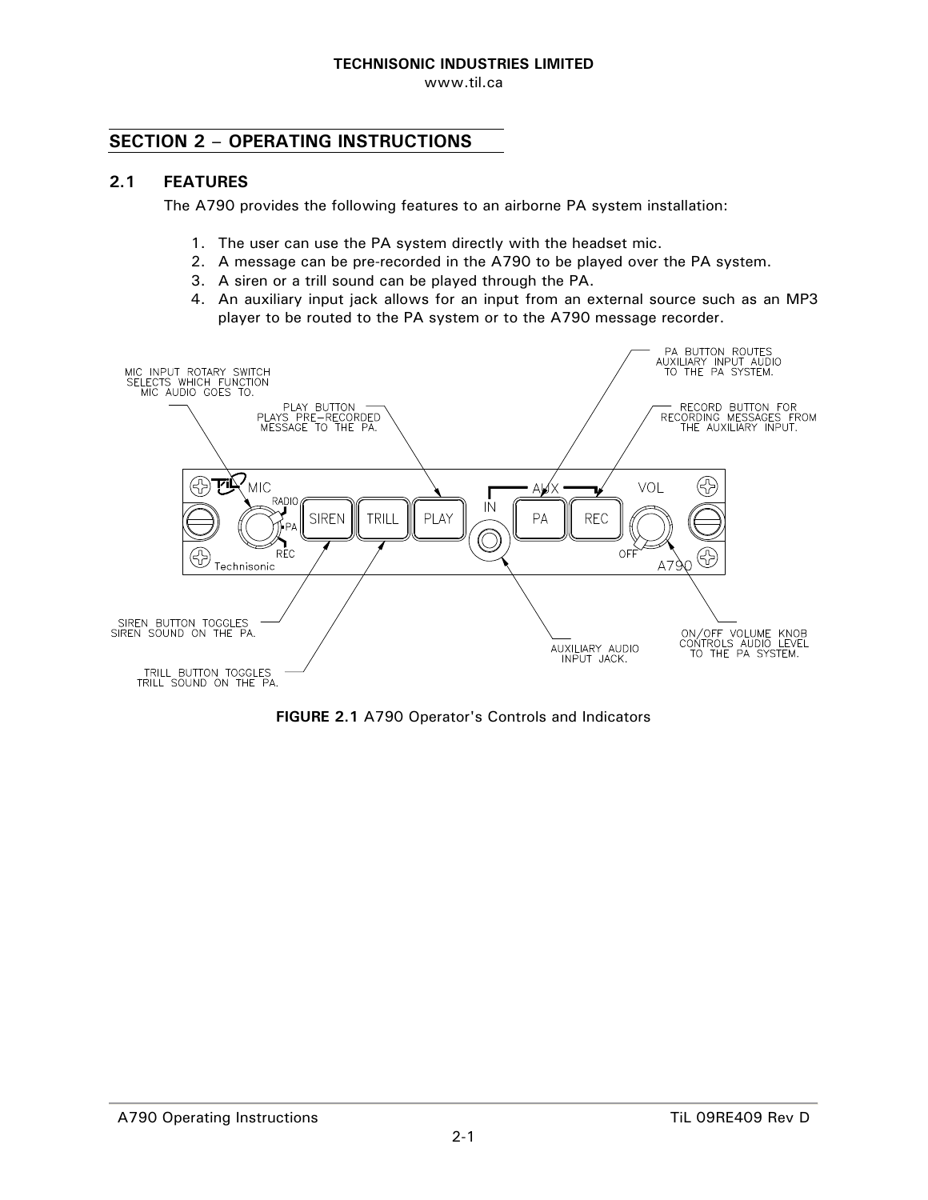## SECTION 2 – OPERATING INSTRUCTIONS

### 2.1 FEATURES

The A790 provides the following features to an airborne PA system installation:

1. The user can use the PA system directly with the headset mic.
2. A message can be pre-recorded in the A790 to be played over the PA system.
3. A siren or a trill sound can be played through the PA.
4. An auxiliary input jack allows for an input from an external source such as an MP3 player to be routed to the PA system or to the A790 message recorder.

MIC INPUT ROTARY SWITCH SELECTS WHICH FUNCTION MIC AUDIO GOES TO.

PLAY BUTTON PLAYS PRE-RECORDED MESSAGE TO THE PA.

PA BUTTON ROUTES AUXILIARY INPUT AUDIO TO THE PA SYSTEM.

RECORD BUTTON FOR RECORDING MESSAGES FROM THE AUXILIARY INPUT.

SIREN BUTTON TOGGLES SIREN SOUND ON THE PA.

TRILL BUTTON TOGGLES TRILL SOUND ON THE PA.

AUXILIARY AUDIO INPUT JACK.

ON/OFF VOLUME KNOB CONTROLS AUDIO LEVEL TO THE PA SYSTEM.

**FIGURE 2.1** A790 Operator's Controls and Indicators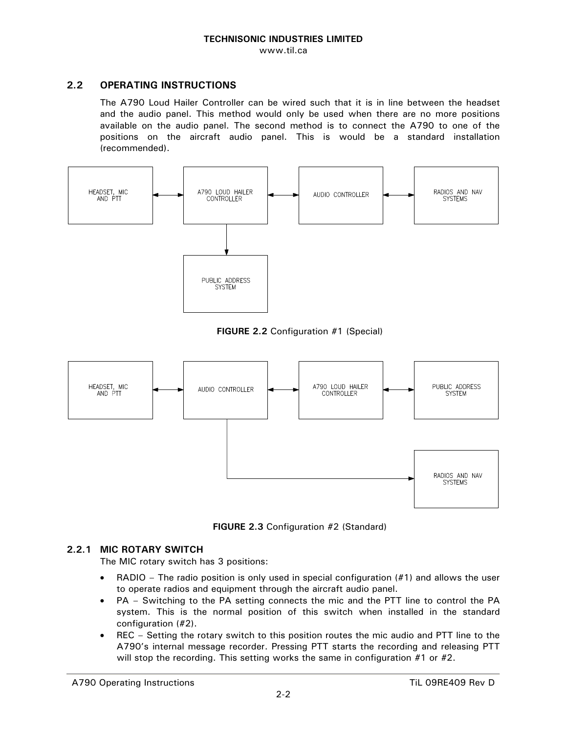## 2.2 OPERATING INSTRUCTIONS

The A790 Loud Hailer Controller can be wired such that it is in line between the headset and the audio panel. This method would only be used when there are no more positions available on the audio panel. The second method is to connect the A790 to one of the positions on the aircraft audio panel. This is would be a standard installation (recommended).

HEADSET, MIC AND PTT ↔ A790 LOUD HAILER CONTROLLER ↔ AUDIO CONTROLLER ↔ RADIOS AND NAV SYSTEMS

A790 LOUD HAILER CONTROLLER → PUBLIC ADDRESS SYSTEM

**FIGURE 2.2** Configuration #1 (Special)

HEADSET, MIC AND PTT ↔ AUDIO CONTROLLER ↔ A790 LOUD HAILER CONTROLLER ↔ PUBLIC ADDRESS SYSTEM

AUDIO CONTROLLER → RADIOS AND NAV SYSTEMS

**FIGURE 2.3** Configuration #2 (Standard)

### 2.2.1 MIC ROTARY SWITCH

The MIC rotary switch has 3 positions:

- RADIO – The radio position is only used in special configuration (#1) and allows the user to operate radios and equipment through the aircraft audio panel.
- PA – Switching to the PA setting connects the mic and the PTT line to control the PA system. This is the normal position of this switch when installed in the standard configuration (#2).
- REC – Setting the rotary switch to this position routes the mic audio and PTT line to the A790's internal message recorder. Pressing PTT starts the recording and releasing PTT will stop the recording. This setting works the same in configuration #1 or #2.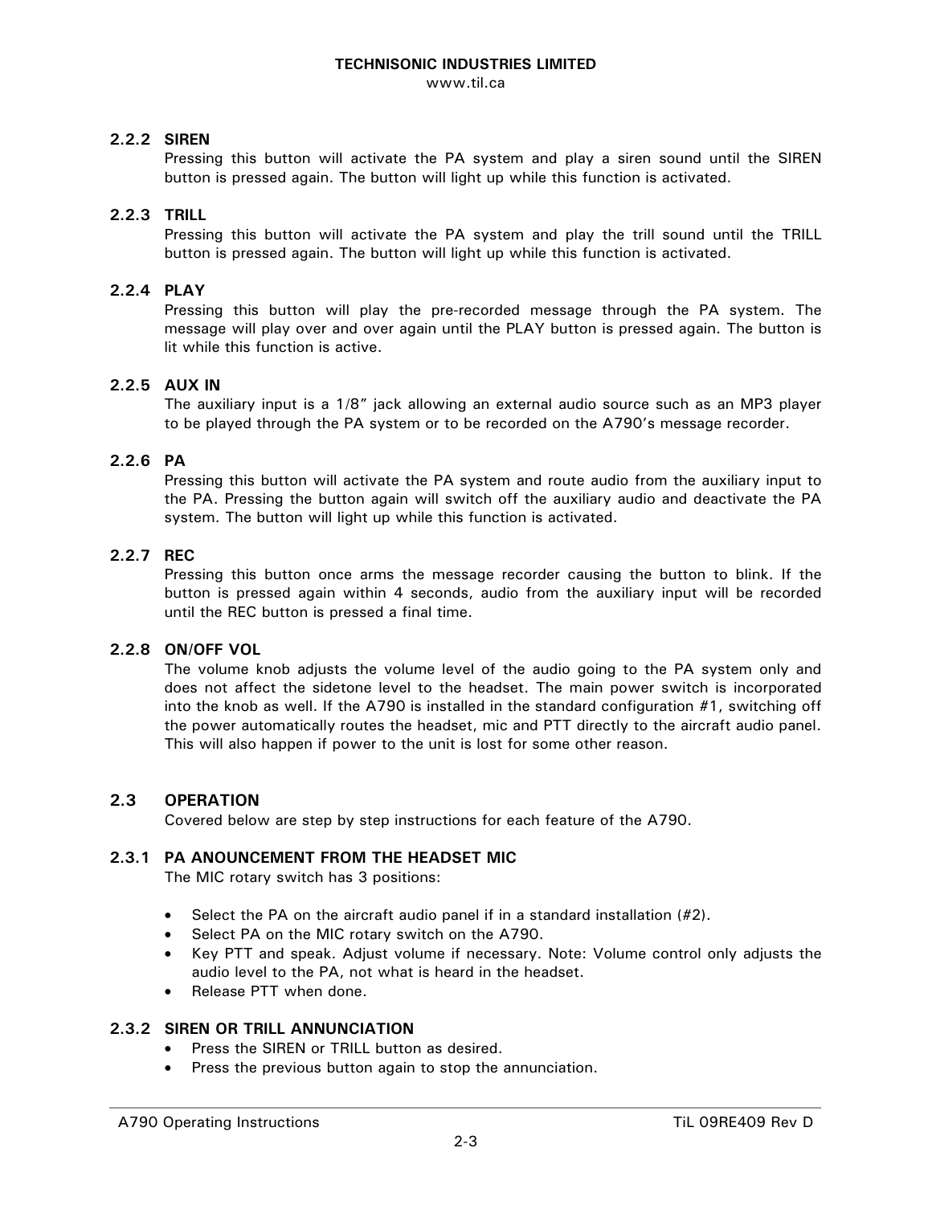### 2.2.2 SIREN

Pressing this button will activate the PA system and play a siren sound until the SIREN button is pressed again. The button will light up while this function is activated.

### 2.2.3 TRILL

Pressing this button will activate the PA system and play the trill sound until the TRILL button is pressed again. The button will light up while this function is activated.

### 2.2.4 PLAY

Pressing this button will play the pre-recorded message through the PA system. The message will play over and over again until the PLAY button is pressed again. The button is lit while this function is active.

### 2.2.5 AUX IN

The auxiliary input is a 1/8" jack allowing an external audio source such as an MP3 player to be played through the PA system or to be recorded on the A790's message recorder.

### 2.2.6 PA

Pressing this button will activate the PA system and route audio from the auxiliary input to the PA. Pressing the button again will switch off the auxiliary audio and deactivate the PA system. The button will light up while this function is activated.

### 2.2.7 REC

Pressing this button once arms the message recorder causing the button to blink. If the button is pressed again within 4 seconds, audio from the auxiliary input will be recorded until the REC button is pressed a final time.

### 2.2.8 ON/OFF VOL

The volume knob adjusts the volume level of the audio going to the PA system only and does not affect the sidetone level to the headset. The main power switch is incorporated into the knob as well. If the A790 is installed in the standard configuration #1, switching off the power automatically routes the headset, mic and PTT directly to the aircraft audio panel. This will also happen if power to the unit is lost for some other reason.

## 2.3 OPERATION

Covered below are step by step instructions for each feature of the A790.

### 2.3.1 PA ANOUNCEMENT FROM THE HEADSET MIC

The MIC rotary switch has 3 positions:

- Select the PA on the aircraft audio panel if in a standard installation (#2).
- Select PA on the MIC rotary switch on the A790.
- Key PTT and speak. Adjust volume if necessary. Note: Volume control only adjusts the audio level to the PA, not what is heard in the headset.
- Release PTT when done.

### 2.3.2 SIREN OR TRILL ANNUNCIATION

- Press the SIREN or TRILL button as desired.
- Press the previous button again to stop the annunciation.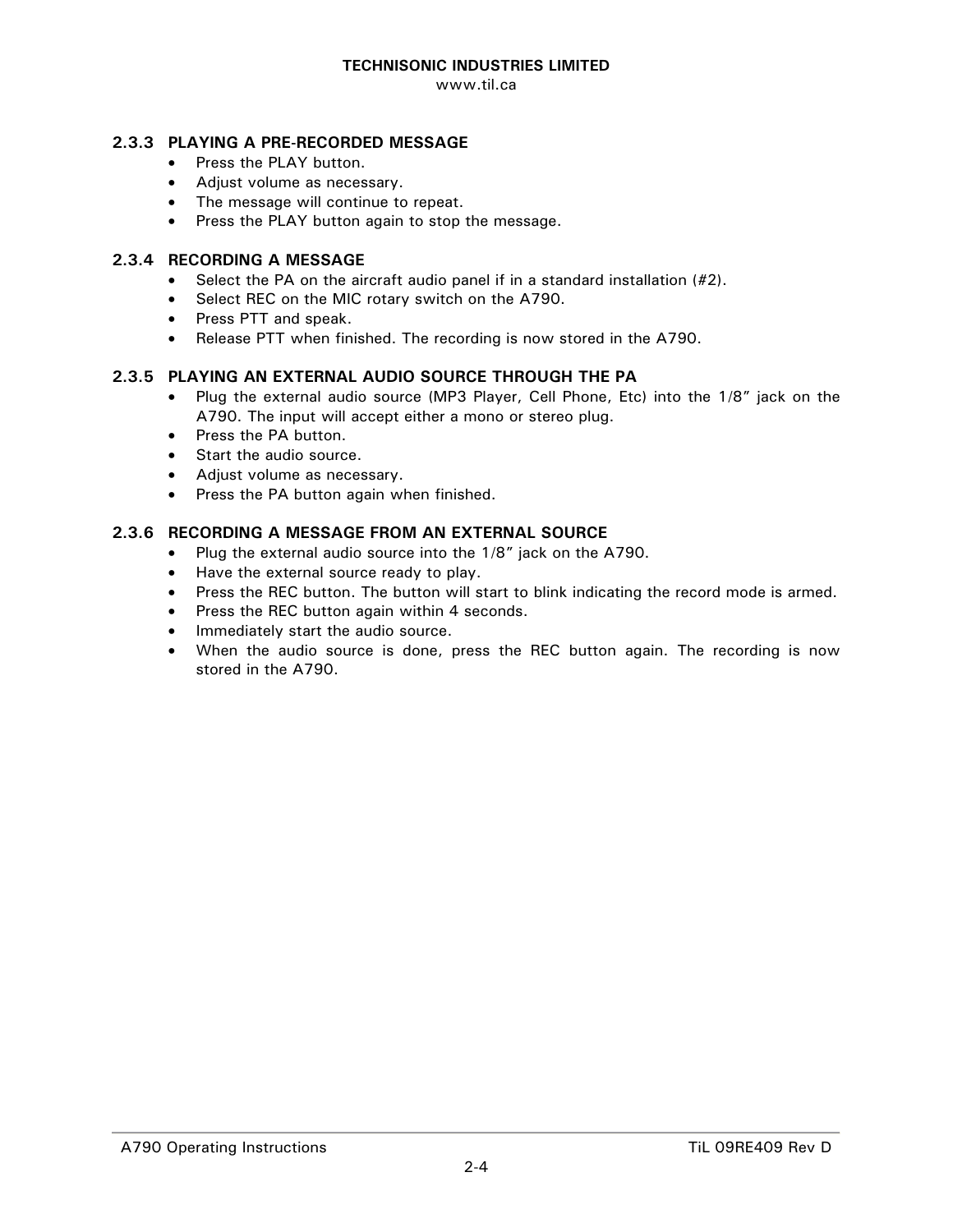### 2.3.3 PLAYING A PRE-RECORDED MESSAGE

- Press the PLAY button.
- Adjust volume as necessary.
- The message will continue to repeat.
- Press the PLAY button again to stop the message.

### 2.3.4 RECORDING A MESSAGE

- Select the PA on the aircraft audio panel if in a standard installation (#2).
- Select REC on the MIC rotary switch on the A790.
- Press PTT and speak.
- Release PTT when finished. The recording is now stored in the A790.

### 2.3.5 PLAYING AN EXTERNAL AUDIO SOURCE THROUGH THE PA

- Plug the external audio source (MP3 Player, Cell Phone, Etc) into the 1/8" jack on the A790. The input will accept either a mono or stereo plug.
- Press the PA button.
- Start the audio source.
- Adjust volume as necessary.
- Press the PA button again when finished.

### 2.3.6 RECORDING A MESSAGE FROM AN EXTERNAL SOURCE

- Plug the external audio source into the 1/8" jack on the A790.
- Have the external source ready to play.
- Press the REC button. The button will start to blink indicating the record mode is armed.
- Press the REC button again within 4 seconds.
- Immediately start the audio source.
- When the audio source is done, press the REC button again. The recording is now stored in the A790.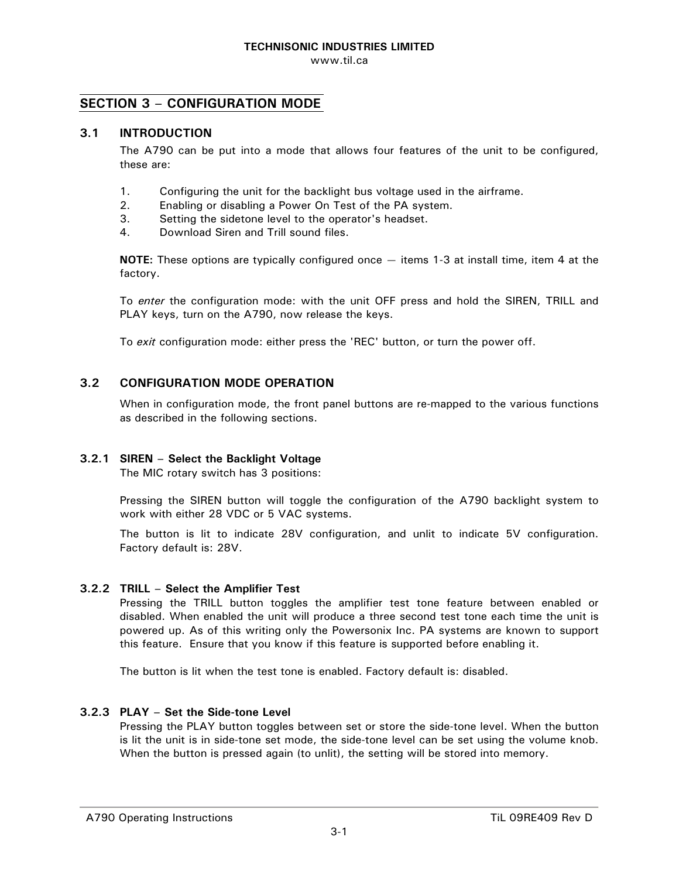## SECTION 3 – CONFIGURATION MODE

### 3.1 INTRODUCTION

The A790 can be put into a mode that allows four features of the unit to be configured, these are:

1. Configuring the unit for the backlight bus voltage used in the airframe.
2. Enabling or disabling a Power On Test of the PA system.
3. Setting the sidetone level to the operator's headset.
4. Download Siren and Trill sound files.

**NOTE:** These options are typically configured once — items 1-3 at install time, item 4 at the factory.

To *enter* the configuration mode: with the unit OFF press and hold the SIREN, TRILL and PLAY keys, turn on the A790, now release the keys.

To *exit* configuration mode: either press the 'REC' button, or turn the power off.

### 3.2 CONFIGURATION MODE OPERATION

When in configuration mode, the front panel buttons are re-mapped to the various functions as described in the following sections.

#### 3.2.1 SIREN – Select the Backlight Voltage

The MIC rotary switch has 3 positions:

Pressing the SIREN button will toggle the configuration of the A790 backlight system to work with either 28 VDC or 5 VAC systems.

The button is lit to indicate 28V configuration, and unlit to indicate 5V configuration. Factory default is: 28V.

#### 3.2.2 TRILL – Select the Amplifier Test

Pressing the TRILL button toggles the amplifier test tone feature between enabled or disabled. When enabled the unit will produce a three second test tone each time the unit is powered up. As of this writing only the Powersonix Inc. PA systems are known to support this feature. Ensure that you know if this feature is supported before enabling it.

The button is lit when the test tone is enabled. Factory default is: disabled.

#### 3.2.3 PLAY – Set the Side-tone Level

Pressing the PLAY button toggles between set or store the side-tone level. When the button is lit the unit is in side-tone set mode, the side-tone level can be set using the volume knob. When the button is pressed again (to unlit), the setting will be stored into memory.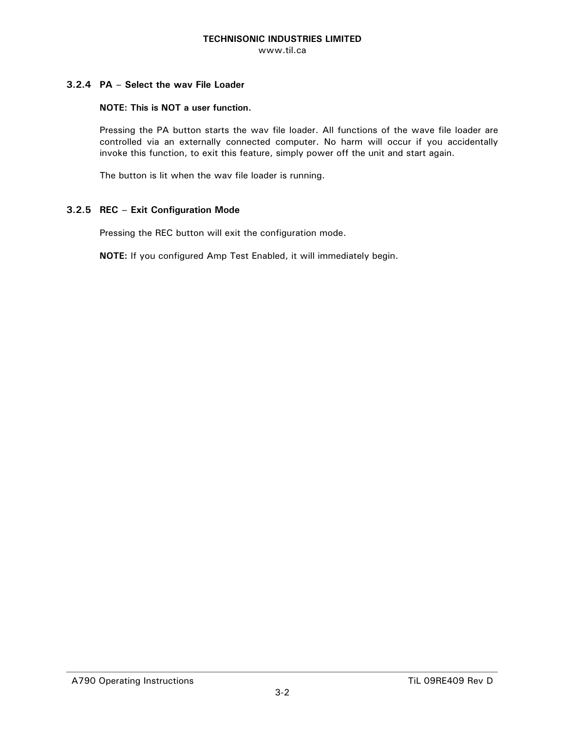### 3.2.4 PA – Select the wav File Loader

**NOTE: This is NOT a user function.**

Pressing the PA button starts the wav file loader. All functions of the wave file loader are controlled via an externally connected computer. No harm will occur if you accidentally invoke this function, to exit this feature, simply power off the unit and start again.

The button is lit when the wav file loader is running.

### 3.2.5 REC – Exit Configuration Mode

Pressing the REC button will exit the configuration mode.

**NOTE:** If you configured Amp Test Enabled, it will immediately begin.